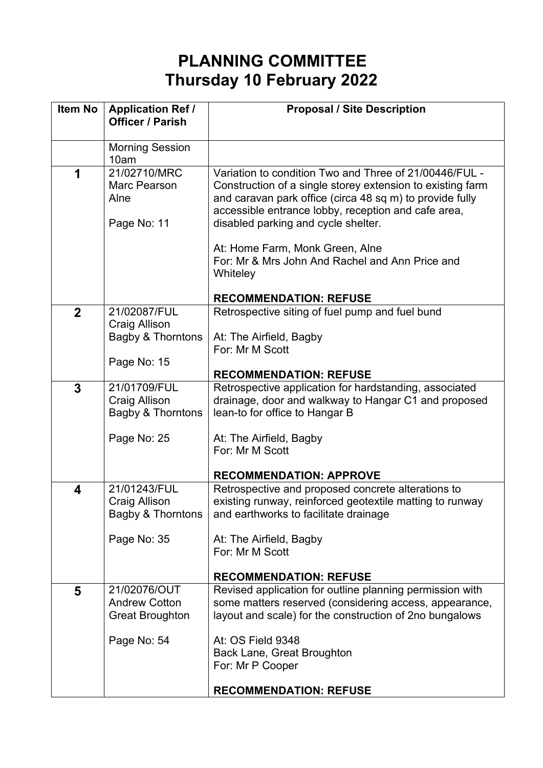# PLANNING COMMITTEE
# Thursday 10 February 2022

| Item No | Application Ref / Officer / Parish | Proposal / Site Description |
|---|---|---|
| | Morning Session 10am | |
| **1** | 21/02710/MRC<br>Marc Pearson<br>Alne<br><br>Page No: 11 | Variation to condition Two and Three of 21/00446/FUL - Construction of a single storey extension to existing farm and caravan park office (circa 48 sq m) to provide fully accessible entrance lobby, reception and cafe area, disabled parking and cycle shelter.<br><br>At: Home Farm, Monk Green, Alne<br>For: Mr & Mrs John And Rachel and Ann Price and Whiteley<br><br>**RECOMMENDATION: REFUSE** |
| **2** | 21/02087/FUL<br>Craig Allison<br>Bagby & Thorntons<br><br>Page No: 15 | Retrospective siting of fuel pump and fuel bund<br><br>At: The Airfield, Bagby<br>For: Mr M Scott<br><br>**RECOMMENDATION: REFUSE** |
| **3** | 21/01709/FUL<br>Craig Allison<br>Bagby & Thorntons<br><br>Page No: 25 | Retrospective application for hardstanding, associated drainage, door and walkway to Hangar C1 and proposed lean-to for office to Hangar B<br><br>At: The Airfield, Bagby<br>For: Mr M Scott<br><br>**RECOMMENDATION: APPROVE** |
| **4** | 21/01243/FUL<br>Craig Allison<br>Bagby & Thorntons<br><br>Page No: 35 | Retrospective and proposed concrete alterations to existing runway, reinforced geotextile matting to runway and earthworks to facilitate drainage<br><br>At: The Airfield, Bagby<br>For: Mr M Scott<br><br>**RECOMMENDATION: REFUSE** |
| **5** | 21/02076/OUT<br>Andrew Cotton<br>Great Broughton<br><br>Page No: 54 | Revised application for outline planning permission with some matters reserved (considering access, appearance, layout and scale) for the construction of 2no bungalows<br><br>At: OS Field 9348<br>Back Lane, Great Broughton<br>For: Mr P Cooper<br><br>**RECOMMENDATION: REFUSE** |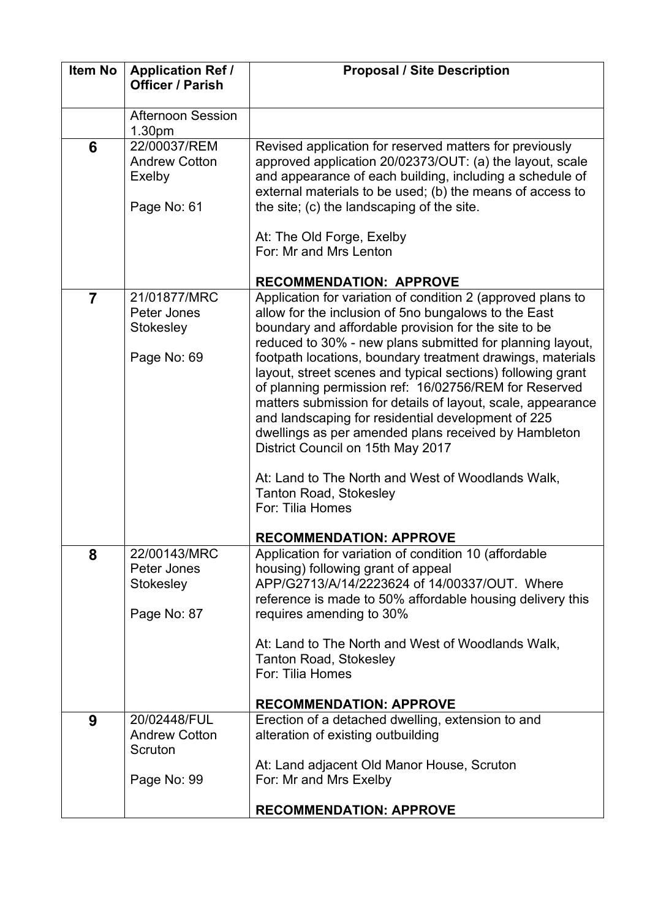| Item No | Application Ref / Officer / Parish | Proposal / Site Description |
|---|---|---|
| | Afternoon Session 1.30pm | |
| **6** | 22/00037/REM<br>Andrew Cotton<br>Exelby<br><br>Page No: 61 | Revised application for reserved matters for previously approved application 20/02373/OUT: (a) the layout, scale and appearance of each building, including a schedule of external materials to be used; (b) the means of access to the site; (c) the landscaping of the site.<br><br>At: The Old Forge, Exelby<br>For: Mr and Mrs Lenton<br><br>**RECOMMENDATION: APPROVE** |
| **7** | 21/01877/MRC<br>Peter Jones<br>Stokesley<br><br>Page No: 69 | Application for variation of condition 2 (approved plans to allow for the inclusion of 5no bungalows to the East boundary and affordable provision for the site to be reduced to 30% - new plans submitted for planning layout, footpath locations, boundary treatment drawings, materials layout, street scenes and typical sections) following grant of planning permission ref: 16/02756/REM for Reserved matters submission for details of layout, scale, appearance and landscaping for residential development of 225 dwellings as per amended plans received by Hambleton District Council on 15th May 2017<br><br>At: Land to The North and West of Woodlands Walk, Tanton Road, Stokesley<br>For: Tilia Homes<br><br>**RECOMMENDATION: APPROVE** |
| **8** | 22/00143/MRC<br>Peter Jones<br>Stokesley<br><br>Page No: 87 | Application for variation of condition 10 (affordable housing) following grant of appeal APP/G2713/A/14/2223624 of 14/00337/OUT. Where reference is made to 50% affordable housing delivery this requires amending to 30%<br><br>At: Land to The North and West of Woodlands Walk, Tanton Road, Stokesley<br>For: Tilia Homes<br><br>**RECOMMENDATION: APPROVE** |
| **9** | 20/02448/FUL<br>Andrew Cotton<br>Scruton<br><br>Page No: 99 | Erection of a detached dwelling, extension to and alteration of existing outbuilding<br><br>At: Land adjacent Old Manor House, Scruton<br>For: Mr and Mrs Exelby<br><br>**RECOMMENDATION: APPROVE** |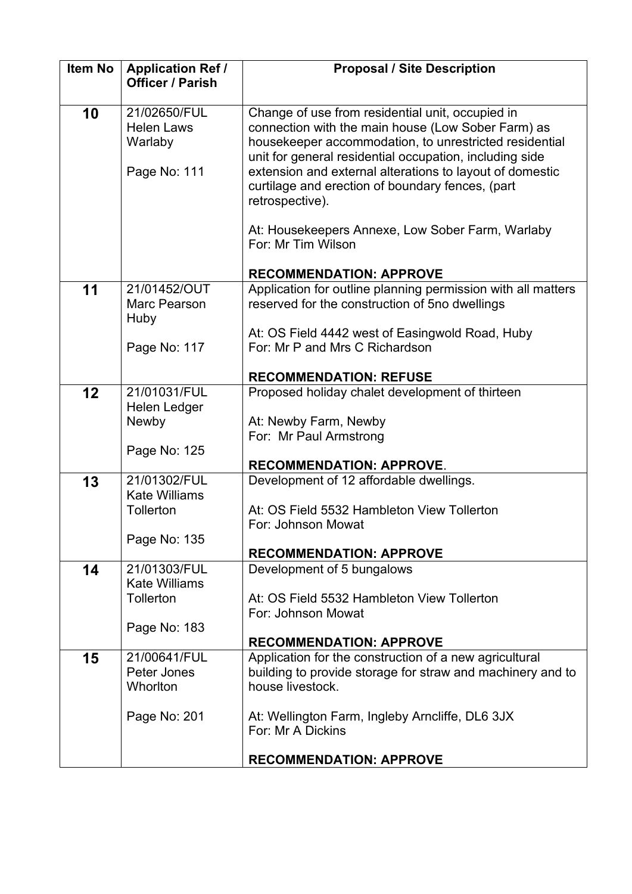| Item No | Application Ref / Officer / Parish | Proposal / Site Description |
|---|---|---|
| **10** | 21/02650/FUL<br>Helen Laws<br>Warlaby<br><br>Page No: 111 | Change of use from residential unit, occupied in connection with the main house (Low Sober Farm) as housekeeper accommodation, to unrestricted residential unit for general residential occupation, including side extension and external alterations to layout of domestic curtilage and erection of boundary fences, (part retrospective).<br><br>At: Housekeepers Annexe, Low Sober Farm, Warlaby<br>For: Mr Tim Wilson<br><br>**RECOMMENDATION: APPROVE** |
| **11** | 21/01452/OUT<br>Marc Pearson<br>Huby<br><br>Page No: 117 | Application for outline planning permission with all matters reserved for the construction of 5no dwellings<br><br>At: OS Field 4442 west of Easingwold Road, Huby<br>For: Mr P and Mrs C Richardson<br><br>**RECOMMENDATION: REFUSE** |
| **12** | 21/01031/FUL<br>Helen Ledger<br>Newby<br><br>Page No: 125 | Proposed holiday chalet development of thirteen<br><br>At: Newby Farm, Newby<br>For: Mr Paul Armstrong<br><br>**RECOMMENDATION: APPROVE**. |
| **13** | 21/01302/FUL<br>Kate Williams<br>Tollerton<br><br>Page No: 135 | Development of 12 affordable dwellings.<br><br>At: OS Field 5532 Hambleton View Tollerton<br>For: Johnson Mowat<br><br>**RECOMMENDATION: APPROVE** |
| **14** | 21/01303/FUL<br>Kate Williams<br>Tollerton<br><br>Page No: 183 | Development of 5 bungalows<br><br>At: OS Field 5532 Hambleton View Tollerton<br>For: Johnson Mowat<br><br>**RECOMMENDATION: APPROVE** |
| **15** | 21/00641/FUL<br>Peter Jones<br>Whorlton<br><br>Page No: 201 | Application for the construction of a new agricultural building to provide storage for straw and machinery and to house livestock.<br><br>At: Wellington Farm, Ingleby Arncliffe, DL6 3JX<br>For: Mr A Dickins<br><br>**RECOMMENDATION: APPROVE** |